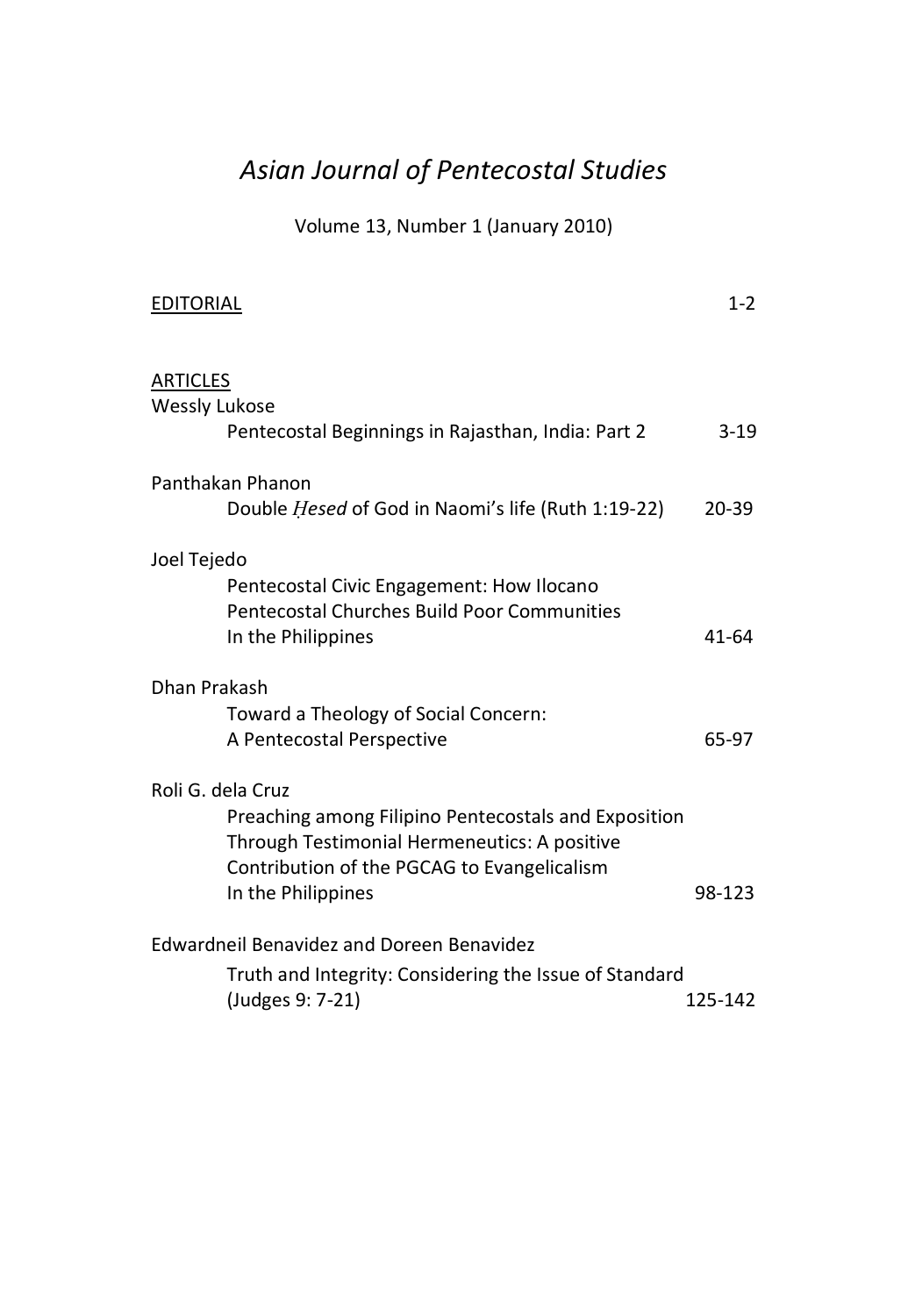# *Asian Journal of Pentecostal Studies*

Volume 13, Number 1 (January 2010)

| | |
|---|---|
| EDITORIAL | 1-2 |
| **ARTICLES** | |
| Wessly Lukose | |
| Pentecostal Beginnings in Rajasthan, India: Part 2 | 3-19 |
| Panthakan Phanon | |
| Double *Ḥesed* of God in Naomi's life (Ruth 1:19-22) | 20-39 |
| Joel Tejedo | |
| Pentecostal Civic Engagement: How Ilocano Pentecostal Churches Build Poor Communities In the Philippines | 41-64 |
| Dhan Prakash | |
| Toward a Theology of Social Concern: A Pentecostal Perspective | 65-97 |
| Roli G. dela Cruz | |
| Preaching among Filipino Pentecostals and Exposition Through Testimonial Hermeneutics: A positive Contribution of the PGCAG to Evangelicalism In the Philippines | 98-123 |
| Edwardneil Benavidez and Doreen Benavidez | |
| Truth and Integrity: Considering the Issue of Standard (Judges 9: 7-21) | 125-142 |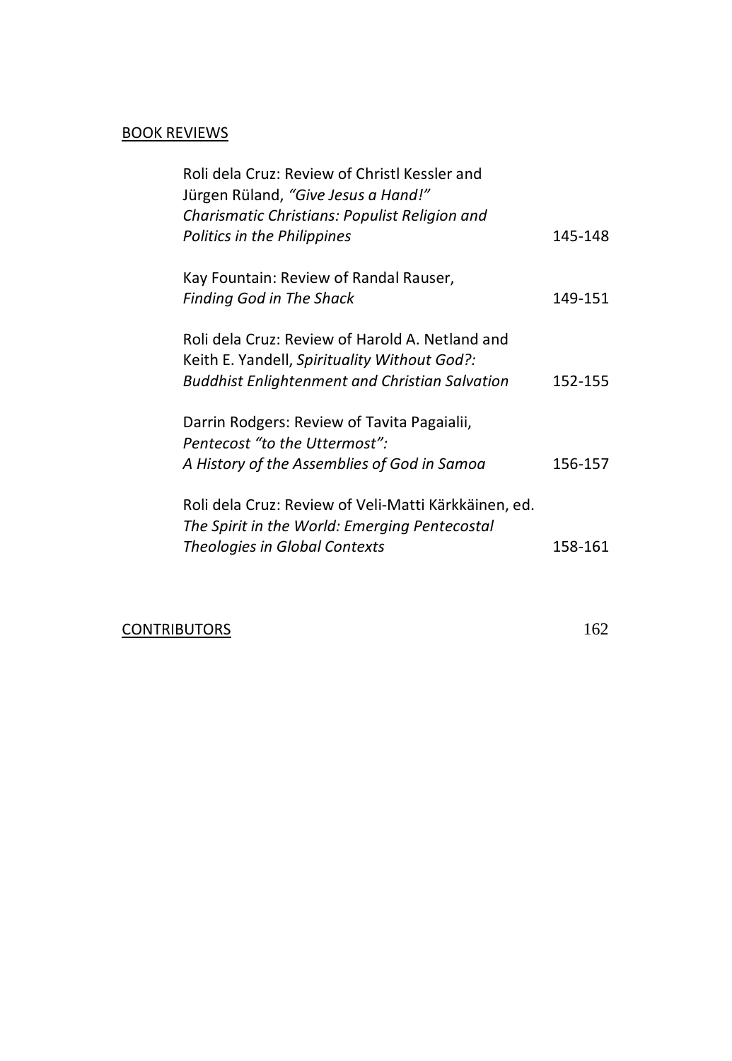BOOK REVIEWS

Roli dela Cruz: Review of Christl Kessler and Jürgen Rüland, *"Give Jesus a Hand!" Charismatic Christians: Populist Religion and Politics in the Philippines* 145-148

Kay Fountain: Review of Randal Rauser, *Finding God in The Shack* 149-151

Roli dela Cruz: Review of Harold A. Netland and Keith E. Yandell, *Spirituality Without God?: Buddhist Enlightenment and Christian Salvation* 152-155

Darrin Rodgers: Review of Tavita Pagaialii, *Pentecost "to the Uttermost": A History of the Assemblies of God in Samoa* 156-157

Roli dela Cruz: Review of Veli-Matti Kärkkäinen, ed. *The Spirit in the World: Emerging Pentecostal Theologies in Global Contexts* 158-161

CONTRIBUTORS 162